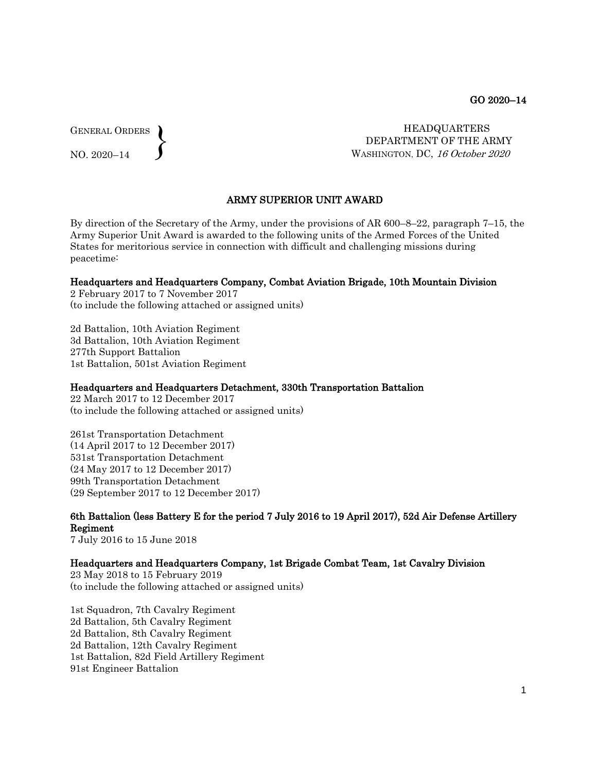GO 2020–14

GENERAL ORDERS
NO. 2020–14

HEADQUARTERS
DEPARTMENT OF THE ARMY
WASHINGTON, DC, *16 October 2020*

## ARMY SUPERIOR UNIT AWARD

By direction of the Secretary of the Army, under the provisions of AR 600–8–22, paragraph 7–15, the Army Superior Unit Award is awarded to the following units of the Armed Forces of the United States for meritorious service in connection with difficult and challenging missions during peacetime:

**Headquarters and Headquarters Company, Combat Aviation Brigade, 10th Mountain Division**
2 February 2017 to 7 November 2017
(to include the following attached or assigned units)

2d Battalion, 10th Aviation Regiment
3d Battalion, 10th Aviation Regiment
277th Support Battalion
1st Battalion, 501st Aviation Regiment

**Headquarters and Headquarters Detachment, 330th Transportation Battalion**
22 March 2017 to 12 December 2017
(to include the following attached or assigned units)

261st Transportation Detachment
(14 April 2017 to 12 December 2017)
531st Transportation Detachment
(24 May 2017 to 12 December 2017)
99th Transportation Detachment
(29 September 2017 to 12 December 2017)

**6th Battalion (less Battery E for the period 7 July 2016 to 19 April 2017), 52d Air Defense Artillery Regiment**
7 July 2016 to 15 June 2018

**Headquarters and Headquarters Company, 1st Brigade Combat Team, 1st Cavalry Division**
23 May 2018 to 15 February 2019
(to include the following attached or assigned units)

1st Squadron, 7th Cavalry Regiment
2d Battalion, 5th Cavalry Regiment
2d Battalion, 8th Cavalry Regiment
2d Battalion, 12th Cavalry Regiment
1st Battalion, 82d Field Artillery Regiment
91st Engineer Battalion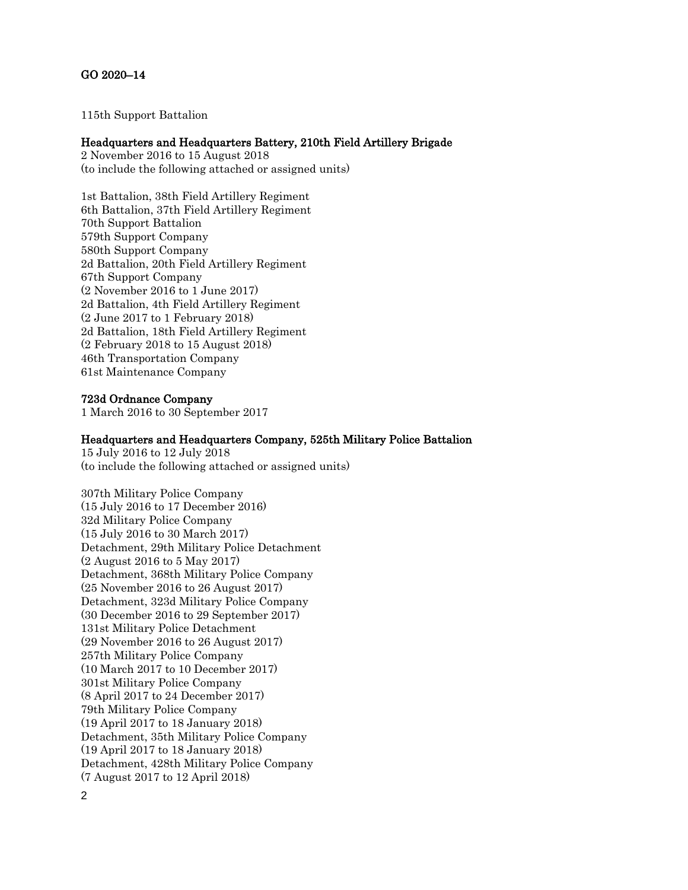115th Support Battalion

**Headquarters and Headquarters Battery, 210th Field Artillery Brigade**
2 November 2016 to 15 August 2018
(to include the following attached or assigned units)

1st Battalion, 38th Field Artillery Regiment
6th Battalion, 37th Field Artillery Regiment
70th Support Battalion
579th Support Company
580th Support Company
2d Battalion, 20th Field Artillery Regiment
67th Support Company
(2 November 2016 to 1 June 2017)
2d Battalion, 4th Field Artillery Regiment
(2 June 2017 to 1 February 2018)
2d Battalion, 18th Field Artillery Regiment
(2 February 2018 to 15 August 2018)
46th Transportation Company
61st Maintenance Company

**723d Ordnance Company**
1 March 2016 to 30 September 2017

**Headquarters and Headquarters Company, 525th Military Police Battalion**
15 July 2016 to 12 July 2018
(to include the following attached or assigned units)

307th Military Police Company
(15 July 2016 to 17 December 2016)
32d Military Police Company
(15 July 2016 to 30 March 2017)
Detachment, 29th Military Police Detachment
(2 August 2016 to 5 May 2017)
Detachment, 368th Military Police Company
(25 November 2016 to 26 August 2017)
Detachment, 323d Military Police Company
(30 December 2016 to 29 September 2017)
131st Military Police Detachment
(29 November 2016 to 26 August 2017)
257th Military Police Company
(10 March 2017 to 10 December 2017)
301st Military Police Company
(8 April 2017 to 24 December 2017)
79th Military Police Company
(19 April 2017 to 18 January 2018)
Detachment, 35th Military Police Company
(19 April 2017 to 18 January 2018)
Detachment, 428th Military Police Company
(7 August 2017 to 12 April 2018)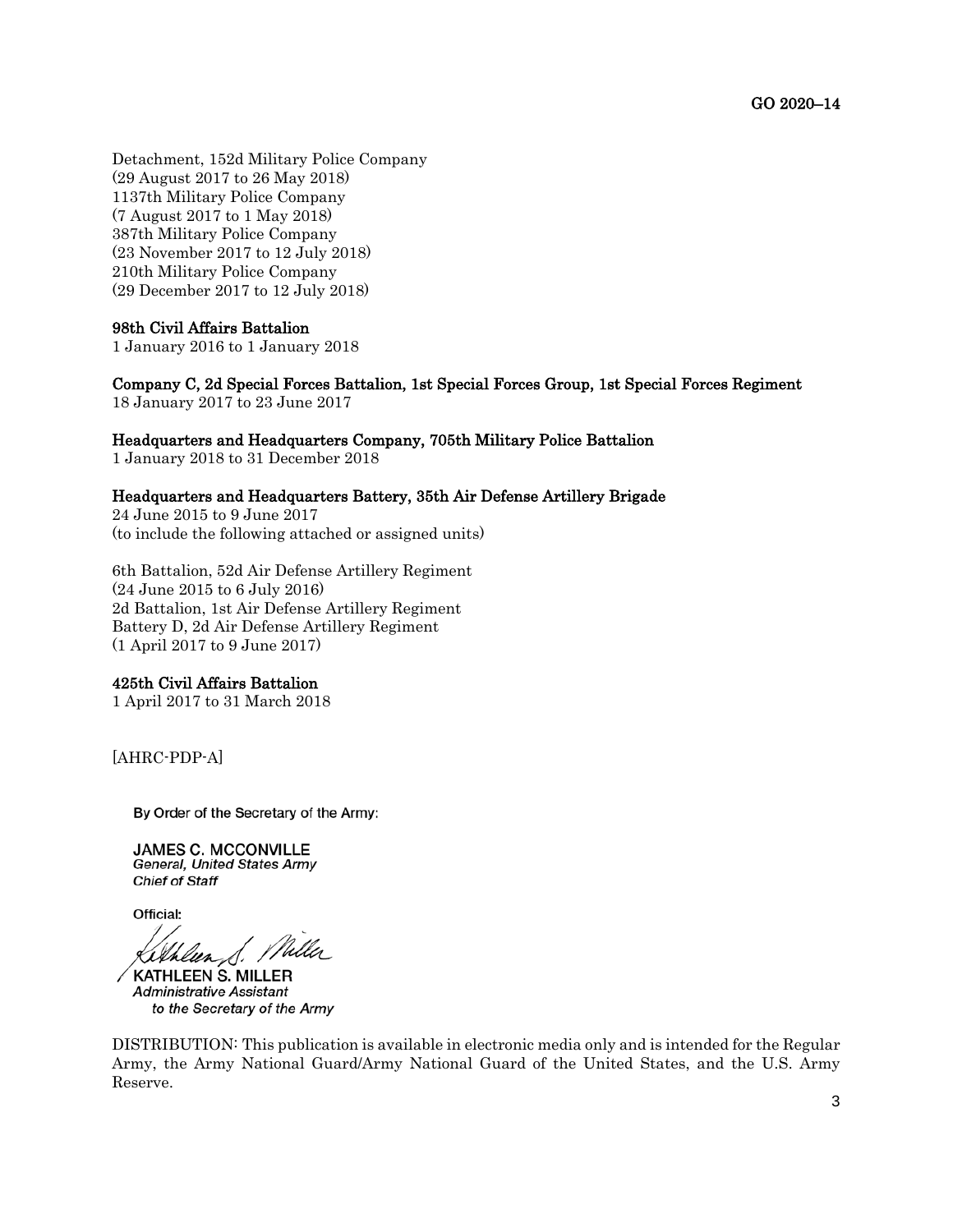Detachment, 152d Military Police Company
(29 August 2017 to 26 May 2018)
1137th Military Police Company
(7 August 2017 to 1 May 2018)
387th Military Police Company
(23 November 2017 to 12 July 2018)
210th Military Police Company
(29 December 2017 to 12 July 2018)

**98th Civil Affairs Battalion**
1 January 2016 to 1 January 2018

**Company C, 2d Special Forces Battalion, 1st Special Forces Group, 1st Special Forces Regiment**
18 January 2017 to 23 June 2017

**Headquarters and Headquarters Company, 705th Military Police Battalion**
1 January 2018 to 31 December 2018

**Headquarters and Headquarters Battery, 35th Air Defense Artillery Brigade**
24 June 2015 to 9 June 2017
(to include the following attached or assigned units)

6th Battalion, 52d Air Defense Artillery Regiment
(24 June 2015 to 6 July 2016)
2d Battalion, 1st Air Defense Artillery Regiment
Battery D, 2d Air Defense Artillery Regiment
(1 April 2017 to 9 June 2017)

**425th Civil Affairs Battalion**
1 April 2017 to 31 March 2018

[AHRC-PDP-A]

By Order of the Secretary of the Army:

JAMES C. MCCONVILLE
*General, United States Army*
*Chief of Staff*

Official:

KATHLEEN S. MILLER
*Administrative Assistant to the Secretary of the Army*

DISTRIBUTION: This publication is available in electronic media only and is intended for the Regular Army, the Army National Guard/Army National Guard of the United States, and the U.S. Army Reserve.